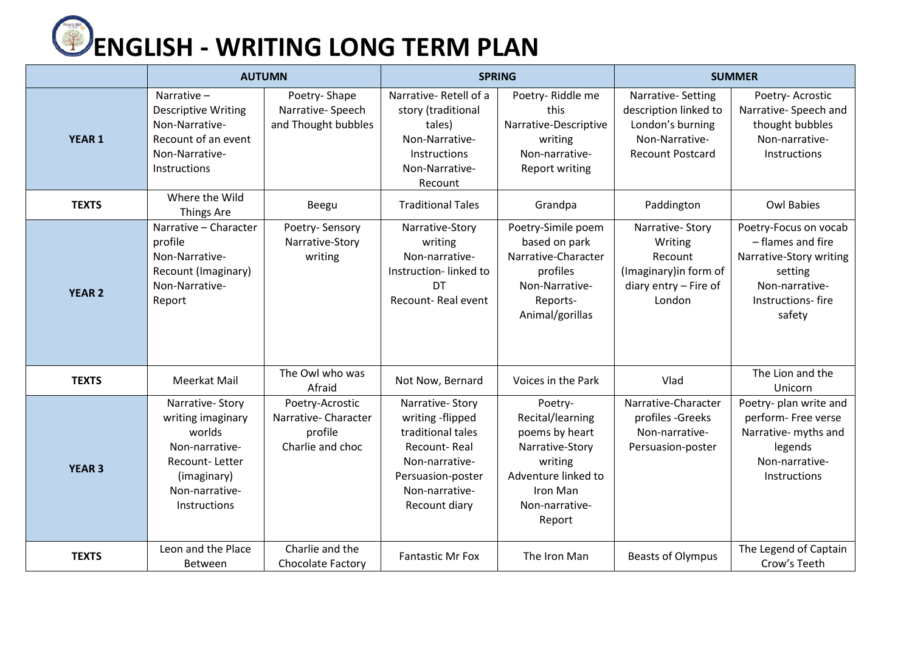# ENGLISH - WRITING LONG TERM PLAN

| | AUTUMN | | SPRING | | SUMMER | |
|---|---|---|---|---|---|---|
| **YEAR 1** | Narrative – Descriptive Writing<br>Non-Narrative- Recount of an event<br>Non-Narrative- Instructions | Poetry- Shape<br>Narrative- Speech and Thought bubbles | Narrative- Retell of a story (traditional tales)<br>Non-Narrative- Instructions<br>Non-Narrative- Recount | Poetry- Riddle me this<br>Narrative-Descriptive writing<br>Non-narrative- Report writing | Narrative- Setting description linked to London's burning<br>Non-Narrative- Recount Postcard | Poetry- Acrostic<br>Narrative- Speech and thought bubbles<br>Non-narrative- Instructions |
| **TEXTS** | Where the Wild Things Are | Beegu | Traditional Tales | Grandpa | Paddington | Owl Babies |
| **YEAR 2** | Narrative – Character profile<br>Non-Narrative- Recount (Imaginary)<br>Non-Narrative- Report | Poetry- Sensory<br>Narrative-Story writing | Narrative-Story writing<br>Non-narrative- Instruction- linked to DT<br>Recount- Real event | Poetry-Simile poem based on park<br>Narrative-Character profiles<br>Non-Narrative- Reports- Animal/gorillas | Narrative- Story Writing<br>Recount (Imaginary)in form of diary entry – Fire of London | Poetry-Focus on vocab – flames and fire<br>Narrative-Story writing setting<br>Non-narrative- Instructions- fire safety |
| **TEXTS** | Meerkat Mail | The Owl who was Afraid | Not Now, Bernard | Voices in the Park | Vlad | The Lion and the Unicorn |
| **YEAR 3** | Narrative- Story writing imaginary worlds<br>Non-narrative- Recount- Letter (imaginary)<br>Non-narrative- Instructions | Poetry-Acrostic<br>Narrative- Character profile<br>Charlie and choc | Narrative- Story writing -flipped traditional tales<br>Recount- Real<br>Non-narrative- Persuasion-poster<br>Non-narrative- Recount diary | Poetry- Recital/learning poems by heart<br>Narrative-Story writing<br>Adventure linked to Iron Man<br>Non-narrative- Report | Narrative-Character profiles -Greeks<br>Non-narrative- Persuasion-poster | Poetry- plan write and perform- Free verse<br>Narrative- myths and legends<br>Non-narrative- Instructions |
| **TEXTS** | Leon and the Place Between | Charlie and the Chocolate Factory | Fantastic Mr Fox | The Iron Man | Beasts of Olympus | The Legend of Captain Crow's Teeth |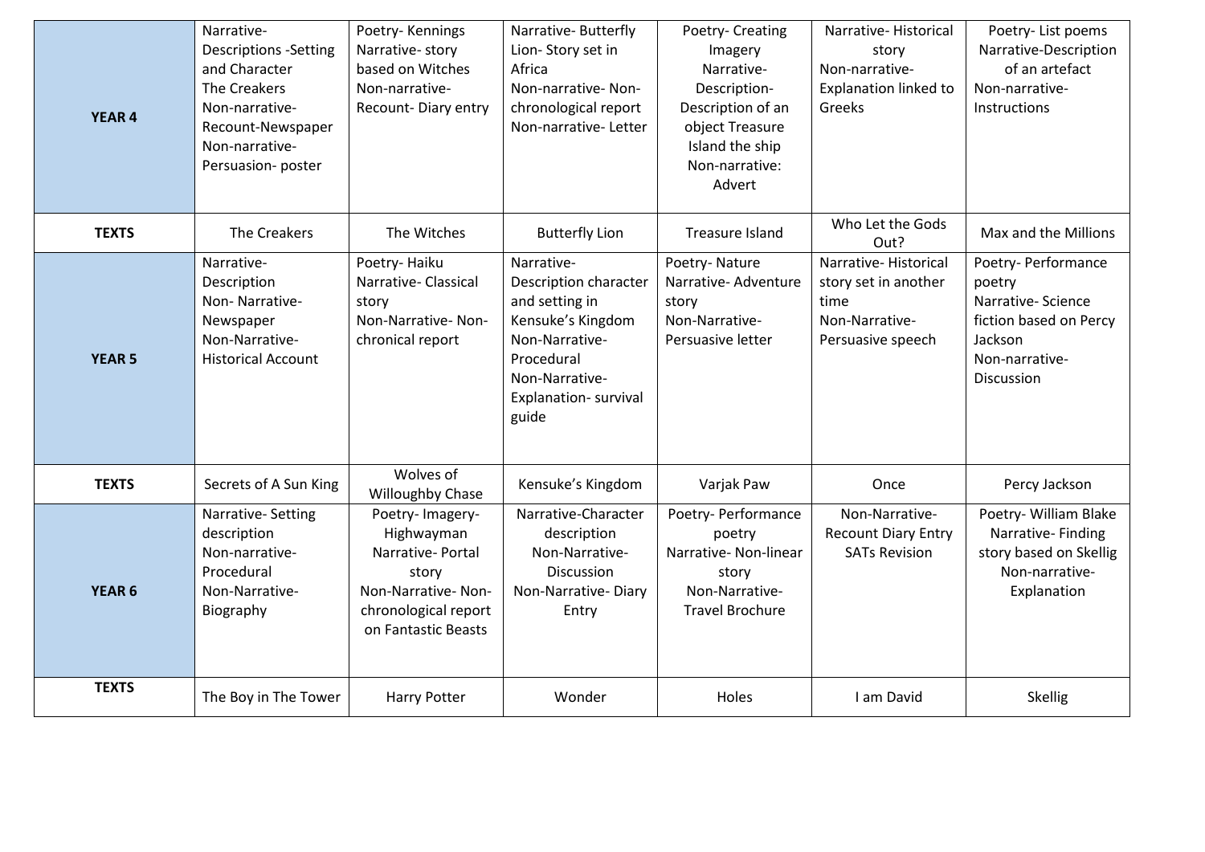| | | | | | | |
|---|---|---|---|---|---|---|
| **YEAR 4** | Narrative- Descriptions -Setting and Character The Creakers Non-narrative- Recount-Newspaper Non-narrative- Persuasion- poster | Poetry- Kennings Narrative- story based on Witches Non-narrative- Recount- Diary entry | Narrative- Butterfly Lion- Story set in Africa Non-narrative- Non-chronological report Non-narrative- Letter | Poetry- Creating Imagery Narrative- Description- Description of an object Treasure Island the ship Non-narrative: Advert | Narrative- Historical story Non-narrative- Explanation linked to Greeks | Poetry- List poems Narrative-Description of an artefact Non-narrative- Instructions |
| **TEXTS** | The Creakers | The Witches | Butterfly Lion | Treasure Island | Who Let the Gods Out? | Max and the Millions |
| **YEAR 5** | Narrative- Description Non- Narrative- Newspaper Non-Narrative- Historical Account | Poetry- Haiku Narrative- Classical story Non-Narrative- Non-chronical report | Narrative- Description character and setting in Kensuke's Kingdom Non-Narrative- Procedural Non-Narrative- Explanation- survival guide | Poetry- Nature Narrative- Adventure story Non-Narrative- Persuasive letter | Narrative- Historical story set in another time Non-Narrative- Persuasive speech | Poetry- Performance poetry Narrative- Science fiction based on Percy Jackson Non-narrative- Discussion |
| **TEXTS** | Secrets of A Sun King | Wolves of Willoughby Chase | Kensuke's Kingdom | Varjak Paw | Once | Percy Jackson |
| **YEAR 6** | Narrative- Setting description Non-narrative- Procedural Non-Narrative- Biography | Poetry- Imagery- Highwayman Narrative- Portal story Non-Narrative- Non-chronological report on Fantastic Beasts | Narrative-Character description Non-Narrative- Discussion Non-Narrative- Diary Entry | Poetry- Performance poetry Narrative- Non-linear story Non-Narrative- Travel Brochure | Non-Narrative- Recount Diary Entry SATs Revision | Poetry- William Blake Narrative- Finding story based on Skellig Non-narrative- Explanation |
| **TEXTS** | The Boy in The Tower | Harry Potter | Wonder | Holes | I am David | Skellig |